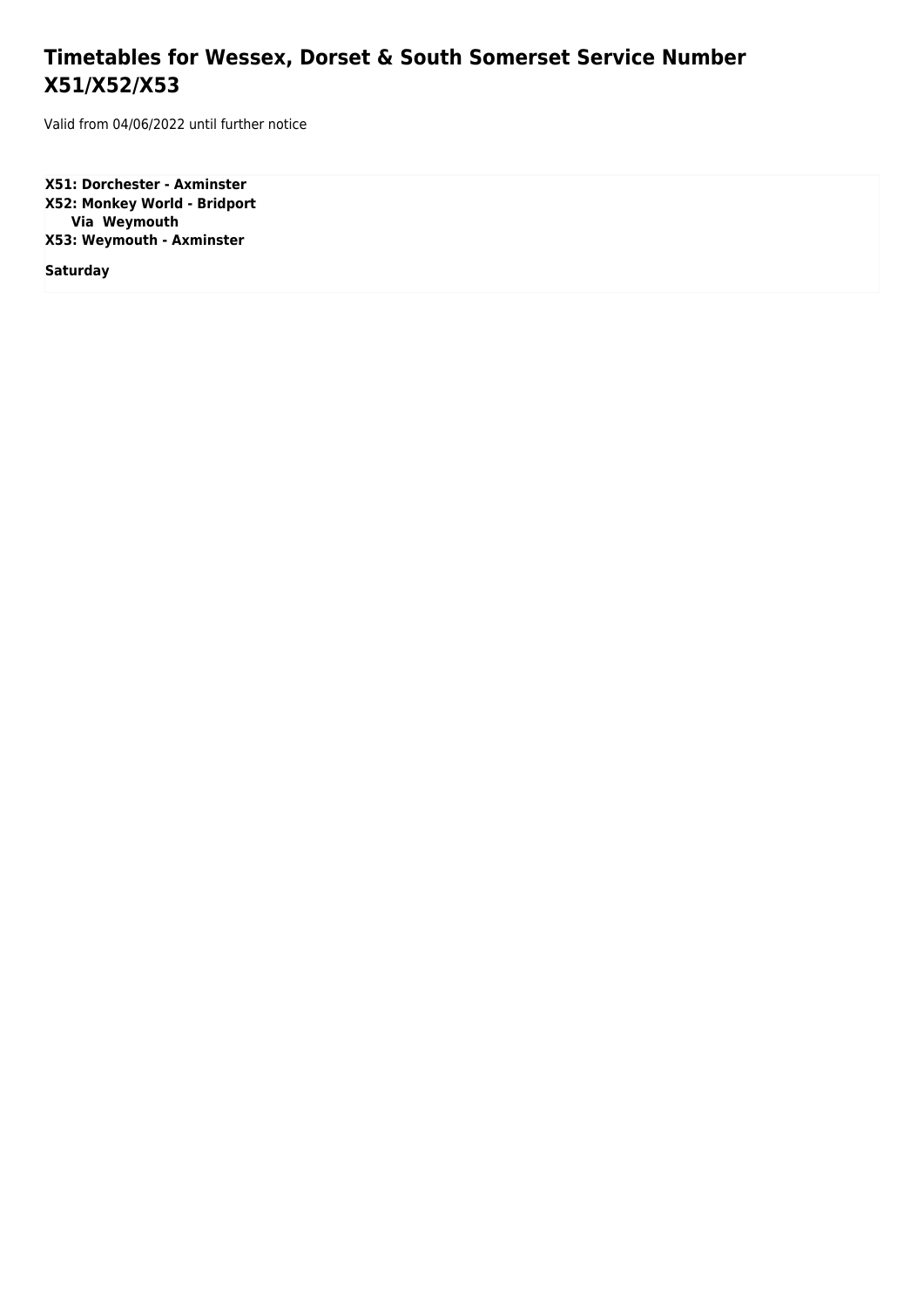# Timetables for Wessex, Dorset & South Somerset Service Number X51/X52/X53

Valid from 04/06/2022 until further notice

**X51: Dorchester - Axminster**
**X52: Monkey World - Bridport**
**Via Weymouth**
**X53: Weymouth - Axminster**

**Saturday**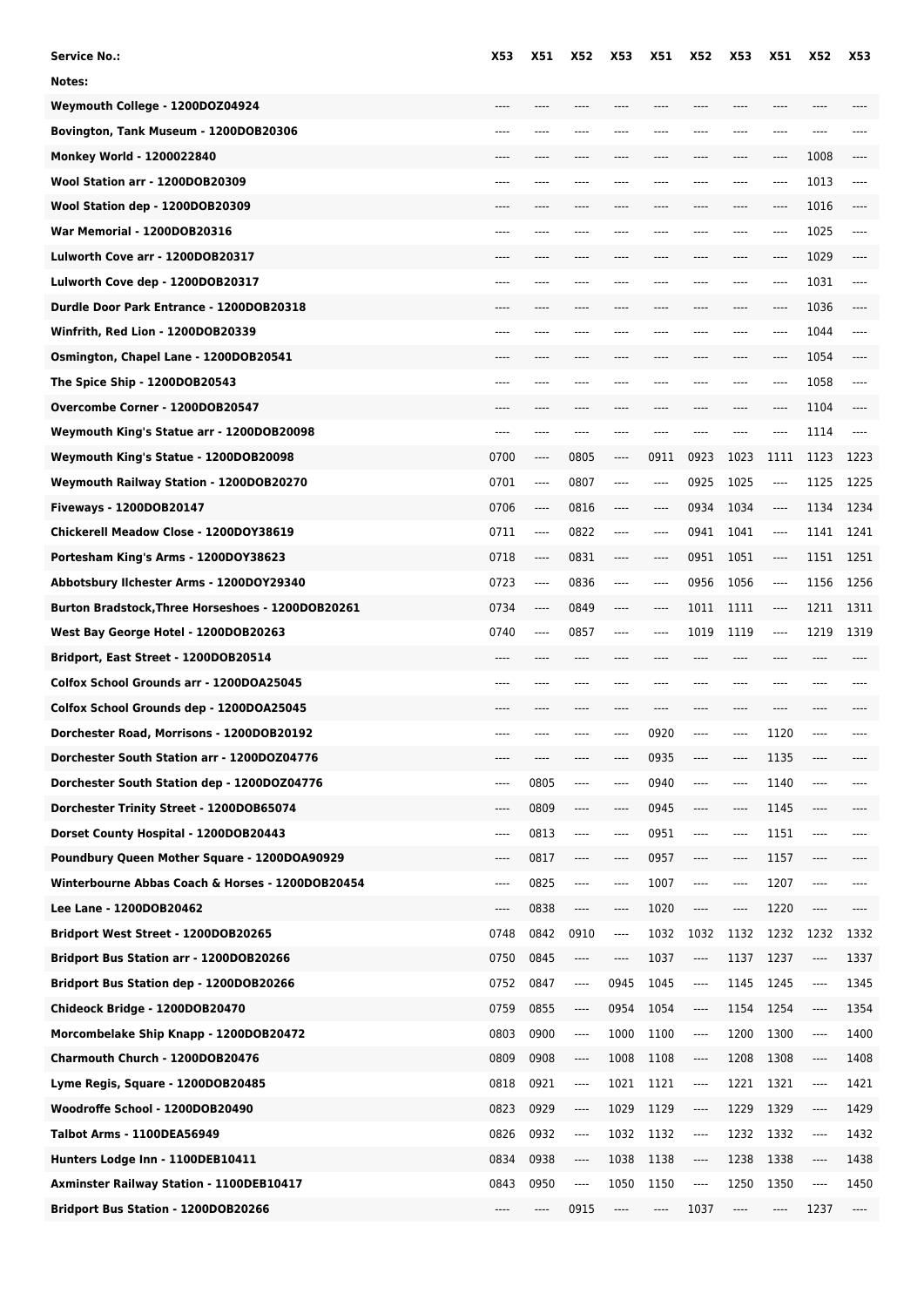| Service No.: | X53 | X51 | X52 | X53 | X51 | X52 | X53 | X51 | X52 | X53 |
|---|---|---|---|---|---|---|---|---|---|---|
| Notes: | | | | | | | | | | |
| Weymouth College - 1200DOZ04924 | ---- | ---- | ---- | ---- | ---- | ---- | ---- | ---- | ---- | ---- |
| Bovington, Tank Museum - 1200DOB20306 | ---- | ---- | ---- | ---- | ---- | ---- | ---- | ---- | ---- | ---- |
| Monkey World - 1200022840 | ---- | ---- | ---- | ---- | ---- | ---- | ---- | ---- | 1008 | ---- |
| Wool Station arr - 1200DOB20309 | ---- | ---- | ---- | ---- | ---- | ---- | ---- | ---- | 1013 | ---- |
| Wool Station dep - 1200DOB20309 | ---- | ---- | ---- | ---- | ---- | ---- | ---- | ---- | 1016 | ---- |
| War Memorial - 1200DOB20316 | ---- | ---- | ---- | ---- | ---- | ---- | ---- | ---- | 1025 | ---- |
| Lulworth Cove arr - 1200DOB20317 | ---- | ---- | ---- | ---- | ---- | ---- | ---- | ---- | 1029 | ---- |
| Lulworth Cove dep - 1200DOB20317 | ---- | ---- | ---- | ---- | ---- | ---- | ---- | ---- | 1031 | ---- |
| Durdle Door Park Entrance - 1200DOB20318 | ---- | ---- | ---- | ---- | ---- | ---- | ---- | ---- | 1036 | ---- |
| Winfrith, Red Lion - 1200DOB20339 | ---- | ---- | ---- | ---- | ---- | ---- | ---- | ---- | 1044 | ---- |
| Osmington, Chapel Lane - 1200DOB20541 | ---- | ---- | ---- | ---- | ---- | ---- | ---- | ---- | 1054 | ---- |
| The Spice Ship - 1200DOB20543 | ---- | ---- | ---- | ---- | ---- | ---- | ---- | ---- | 1058 | ---- |
| Overcombe Corner - 1200DOB20547 | ---- | ---- | ---- | ---- | ---- | ---- | ---- | ---- | 1104 | ---- |
| Weymouth King's Statue arr - 1200DOB20098 | ---- | ---- | ---- | ---- | ---- | ---- | ---- | ---- | 1114 | ---- |
| Weymouth King's Statue - 1200DOB20098 | 0700 | ---- | 0805 | ---- | 0911 | 0923 | 1023 | 1111 | 1123 | 1223 |
| Weymouth Railway Station - 1200DOB20270 | 0701 | ---- | 0807 | ---- | ---- | 0925 | 1025 | ---- | 1125 | 1225 |
| Fiveways - 1200DOB20147 | 0706 | ---- | 0816 | ---- | ---- | 0934 | 1034 | ---- | 1134 | 1234 |
| Chickerell Meadow Close - 1200DOY38619 | 0711 | ---- | 0822 | ---- | ---- | 0941 | 1041 | ---- | 1141 | 1241 |
| Portesham King's Arms - 1200DOY38623 | 0718 | ---- | 0831 | ---- | ---- | 0951 | 1051 | ---- | 1151 | 1251 |
| Abbotsbury Ilchester Arms - 1200DOY29340 | 0723 | ---- | 0836 | ---- | ---- | 0956 | 1056 | ---- | 1156 | 1256 |
| Burton Bradstock,Three Horseshoes - 1200DOB20261 | 0734 | ---- | 0849 | ---- | ---- | 1011 | 1111 | ---- | 1211 | 1311 |
| West Bay George Hotel - 1200DOB20263 | 0740 | ---- | 0857 | ---- | ---- | 1019 | 1119 | ---- | 1219 | 1319 |
| Bridport, East Street - 1200DOB20514 | ---- | ---- | ---- | ---- | ---- | ---- | ---- | ---- | ---- | ---- |
| Colfox School Grounds arr - 1200DOA25045 | ---- | ---- | ---- | ---- | ---- | ---- | ---- | ---- | ---- | ---- |
| Colfox School Grounds dep - 1200DOA25045 | ---- | ---- | ---- | ---- | ---- | ---- | ---- | ---- | ---- | ---- |
| Dorchester Road, Morrisons - 1200DOB20192 | ---- | ---- | ---- | ---- | 0920 | ---- | ---- | 1120 | ---- | ---- |
| Dorchester South Station arr - 1200DOZ04776 | ---- | ---- | ---- | ---- | 0935 | ---- | ---- | 1135 | ---- | ---- |
| Dorchester South Station dep - 1200DOZ04776 | ---- | 0805 | ---- | ---- | 0940 | ---- | ---- | 1140 | ---- | ---- |
| Dorchester Trinity Street - 1200DOB65074 | ---- | 0809 | ---- | ---- | 0945 | ---- | ---- | 1145 | ---- | ---- |
| Dorset County Hospital - 1200DOB20443 | ---- | 0813 | ---- | ---- | 0951 | ---- | ---- | 1151 | ---- | ---- |
| Poundbury Queen Mother Square - 1200DOA90929 | ---- | 0817 | ---- | ---- | 0957 | ---- | ---- | 1157 | ---- | ---- |
| Winterbourne Abbas Coach & Horses - 1200DOB20454 | ---- | 0825 | ---- | ---- | 1007 | ---- | ---- | 1207 | ---- | ---- |
| Lee Lane - 1200DOB20462 | ---- | 0838 | ---- | ---- | 1020 | ---- | ---- | 1220 | ---- | ---- |
| Bridport West Street - 1200DOB20265 | 0748 | 0842 | 0910 | ---- | 1032 | 1032 | 1132 | 1232 | 1232 | 1332 |
| Bridport Bus Station arr - 1200DOB20266 | 0750 | 0845 | ---- | ---- | 1037 | ---- | 1137 | 1237 | ---- | 1337 |
| Bridport Bus Station dep - 1200DOB20266 | 0752 | 0847 | ---- | 0945 | 1045 | ---- | 1145 | 1245 | ---- | 1345 |
| Chideock Bridge - 1200DOB20470 | 0759 | 0855 | ---- | 0954 | 1054 | ---- | 1154 | 1254 | ---- | 1354 |
| Morcombelake Ship Knapp - 1200DOB20472 | 0803 | 0900 | ---- | 1000 | 1100 | ---- | 1200 | 1300 | ---- | 1400 |
| Charmouth Church - 1200DOB20476 | 0809 | 0908 | ---- | 1008 | 1108 | ---- | 1208 | 1308 | ---- | 1408 |
| Lyme Regis, Square - 1200DOB20485 | 0818 | 0921 | ---- | 1021 | 1121 | ---- | 1221 | 1321 | ---- | 1421 |
| Woodroffe School - 1200DOB20490 | 0823 | 0929 | ---- | 1029 | 1129 | ---- | 1229 | 1329 | ---- | 1429 |
| Talbot Arms - 1100DEA56949 | 0826 | 0932 | ---- | 1032 | 1132 | ---- | 1232 | 1332 | ---- | 1432 |
| Hunters Lodge Inn - 1100DEB10411 | 0834 | 0938 | ---- | 1038 | 1138 | ---- | 1238 | 1338 | ---- | 1438 |
| Axminster Railway Station - 1100DEB10417 | 0843 | 0950 | ---- | 1050 | 1150 | ---- | 1250 | 1350 | ---- | 1450 |
| Bridport Bus Station - 1200DOB20266 | ---- | ---- | 0915 | ---- | ---- | 1037 | ---- | ---- | 1237 | ---- |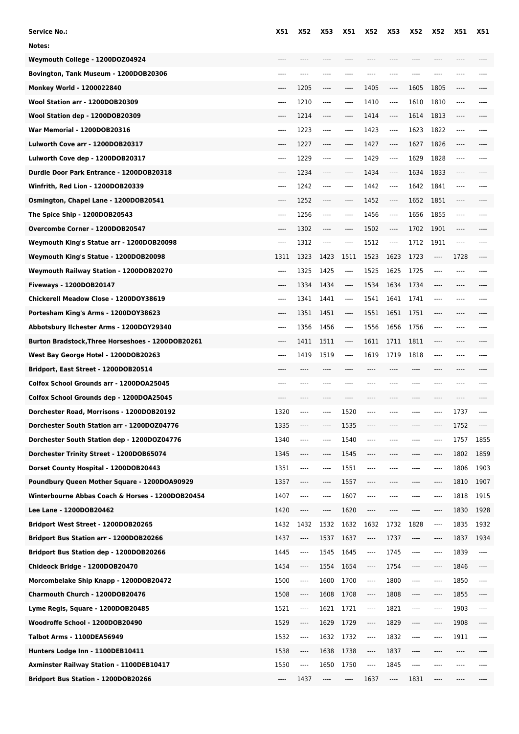| Service No.: | X51 | X52 | X53 | X51 | X52 | X53 | X52 | X52 | X51 | X51 |
|---|---|---|---|---|---|---|---|---|---|---|
| Notes: | | | | | | | | | | |
| Weymouth College - 1200DOZ04924 | ---- | ---- | ---- | ---- | ---- | ---- | ---- | ---- | ---- | ---- |
| Bovington, Tank Museum - 1200DOB20306 | ---- | ---- | ---- | ---- | ---- | ---- | ---- | ---- | ---- | ---- |
| Monkey World - 1200022840 | ---- | 1205 | ---- | ---- | 1405 | ---- | 1605 | 1805 | ---- | ---- |
| Wool Station arr - 1200DOB20309 | ---- | 1210 | ---- | ---- | 1410 | ---- | 1610 | 1810 | ---- | ---- |
| Wool Station dep - 1200DOB20309 | ---- | 1214 | ---- | ---- | 1414 | ---- | 1614 | 1813 | ---- | ---- |
| War Memorial - 1200DOB20316 | ---- | 1223 | ---- | ---- | 1423 | ---- | 1623 | 1822 | ---- | ---- |
| Lulworth Cove arr - 1200DOB20317 | ---- | 1227 | ---- | ---- | 1427 | ---- | 1627 | 1826 | ---- | ---- |
| Lulworth Cove dep - 1200DOB20317 | ---- | 1229 | ---- | ---- | 1429 | ---- | 1629 | 1828 | ---- | ---- |
| Durdle Door Park Entrance - 1200DOB20318 | ---- | 1234 | ---- | ---- | 1434 | ---- | 1634 | 1833 | ---- | ---- |
| Winfrith, Red Lion - 1200DOB20339 | ---- | 1242 | ---- | ---- | 1442 | ---- | 1642 | 1841 | ---- | ---- |
| Osmington, Chapel Lane - 1200DOB20541 | ---- | 1252 | ---- | ---- | 1452 | ---- | 1652 | 1851 | ---- | ---- |
| The Spice Ship - 1200DOB20543 | ---- | 1256 | ---- | ---- | 1456 | ---- | 1656 | 1855 | ---- | ---- |
| Overcombe Corner - 1200DOB20547 | ---- | 1302 | ---- | ---- | 1502 | ---- | 1702 | 1901 | ---- | ---- |
| Weymouth King's Statue arr - 1200DOB20098 | ---- | 1312 | ---- | ---- | 1512 | ---- | 1712 | 1911 | ---- | ---- |
| Weymouth King's Statue - 1200DOB20098 | 1311 | 1323 | 1423 | 1511 | 1523 | 1623 | 1723 | ---- | 1728 | ---- |
| Weymouth Railway Station - 1200DOB20270 | ---- | 1325 | 1425 | ---- | 1525 | 1625 | 1725 | ---- | ---- | ---- |
| Fiveways - 1200DOB20147 | ---- | 1334 | 1434 | ---- | 1534 | 1634 | 1734 | ---- | ---- | ---- |
| Chickerell Meadow Close - 1200DOY38619 | ---- | 1341 | 1441 | ---- | 1541 | 1641 | 1741 | ---- | ---- | ---- |
| Portesham King's Arms - 1200DOY38623 | ---- | 1351 | 1451 | ---- | 1551 | 1651 | 1751 | ---- | ---- | ---- |
| Abbotsbury Ilchester Arms - 1200DOY29340 | ---- | 1356 | 1456 | ---- | 1556 | 1656 | 1756 | ---- | ---- | ---- |
| Burton Bradstock,Three Horseshoes - 1200DOB20261 | ---- | 1411 | 1511 | ---- | 1611 | 1711 | 1811 | ---- | ---- | ---- |
| West Bay George Hotel - 1200DOB20263 | ---- | 1419 | 1519 | ---- | 1619 | 1719 | 1818 | ---- | ---- | ---- |
| Bridport, East Street - 1200DOB20514 | ---- | ---- | ---- | ---- | ---- | ---- | ---- | ---- | ---- | ---- |
| Colfox School Grounds arr - 1200DOA25045 | ---- | ---- | ---- | ---- | ---- | ---- | ---- | ---- | ---- | ---- |
| Colfox School Grounds dep - 1200DOA25045 | ---- | ---- | ---- | ---- | ---- | ---- | ---- | ---- | ---- | ---- |
| Dorchester Road, Morrisons - 1200DOB20192 | 1320 | ---- | ---- | 1520 | ---- | ---- | ---- | ---- | 1737 | ---- |
| Dorchester South Station arr - 1200DOZ04776 | 1335 | ---- | ---- | 1535 | ---- | ---- | ---- | ---- | 1752 | ---- |
| Dorchester South Station dep - 1200DOZ04776 | 1340 | ---- | ---- | 1540 | ---- | ---- | ---- | ---- | 1757 | 1855 |
| Dorchester Trinity Street - 1200DOB65074 | 1345 | ---- | ---- | 1545 | ---- | ---- | ---- | ---- | 1802 | 1859 |
| Dorset County Hospital - 1200DOB20443 | 1351 | ---- | ---- | 1551 | ---- | ---- | ---- | ---- | 1806 | 1903 |
| Poundbury Queen Mother Square - 1200DOA90929 | 1357 | ---- | ---- | 1557 | ---- | ---- | ---- | ---- | 1810 | 1907 |
| Winterbourne Abbas Coach & Horses - 1200DOB20454 | 1407 | ---- | ---- | 1607 | ---- | ---- | ---- | ---- | 1818 | 1915 |
| Lee Lane - 1200DOB20462 | 1420 | ---- | ---- | 1620 | ---- | ---- | ---- | ---- | 1830 | 1928 |
| Bridport West Street - 1200DOB20265 | 1432 | 1432 | 1532 | 1632 | 1632 | 1732 | 1828 | ---- | 1835 | 1932 |
| Bridport Bus Station arr - 1200DOB20266 | 1437 | ---- | 1537 | 1637 | ---- | 1737 | ---- | ---- | 1837 | 1934 |
| Bridport Bus Station dep - 1200DOB20266 | 1445 | ---- | 1545 | 1645 | ---- | 1745 | ---- | ---- | 1839 | ---- |
| Chideock Bridge - 1200DOB20470 | 1454 | ---- | 1554 | 1654 | ---- | 1754 | ---- | ---- | 1846 | ---- |
| Morcombelake Ship Knapp - 1200DOB20472 | 1500 | ---- | 1600 | 1700 | ---- | 1800 | ---- | ---- | 1850 | ---- |
| Charmouth Church - 1200DOB20476 | 1508 | ---- | 1608 | 1708 | ---- | 1808 | ---- | ---- | 1855 | ---- |
| Lyme Regis, Square - 1200DOB20485 | 1521 | ---- | 1621 | 1721 | ---- | 1821 | ---- | ---- | 1903 | ---- |
| Woodroffe School - 1200DOB20490 | 1529 | ---- | 1629 | 1729 | ---- | 1829 | ---- | ---- | 1908 | ---- |
| Talbot Arms - 1100DEA56949 | 1532 | ---- | 1632 | 1732 | ---- | 1832 | ---- | ---- | 1911 | ---- |
| Hunters Lodge Inn - 1100DEB10411 | 1538 | ---- | 1638 | 1738 | ---- | 1837 | ---- | ---- | ---- | ---- |
| Axminster Railway Station - 1100DEB10417 | 1550 | ---- | 1650 | 1750 | ---- | 1845 | ---- | ---- | ---- | ---- |
| Bridport Bus Station - 1200DOB20266 | ---- | 1437 | ---- | ---- | 1637 | ---- | 1831 | ---- | ---- | ---- |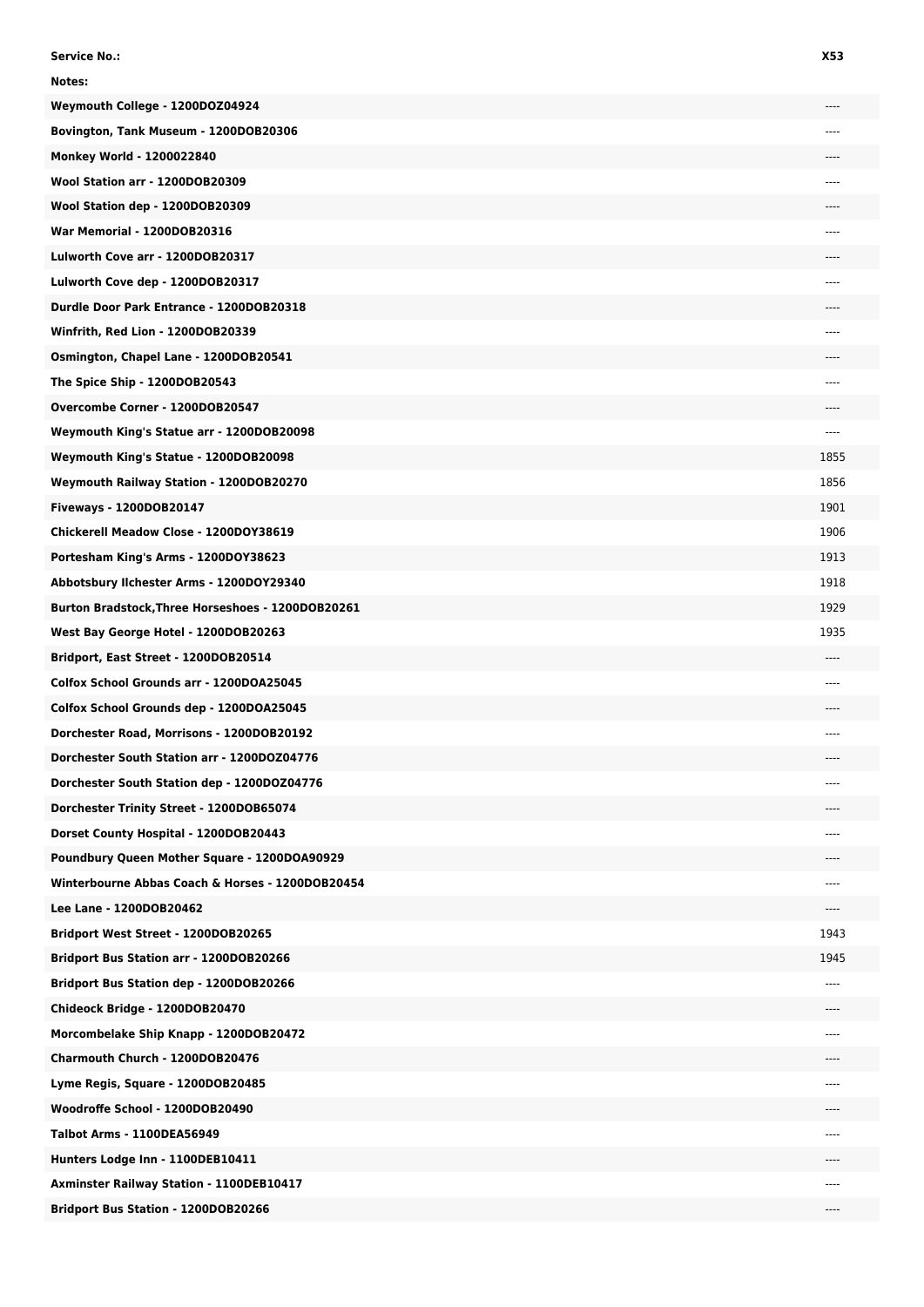| Service No.: | X53 |
|---|---|
| Notes: | |
| Weymouth College - 1200DOZ04924 | ---- |
| Bovington, Tank Museum - 1200DOB20306 | ---- |
| Monkey World - 1200022840 | ---- |
| Wool Station arr - 1200DOB20309 | ---- |
| Wool Station dep - 1200DOB20309 | ---- |
| War Memorial - 1200DOB20316 | ---- |
| Lulworth Cove arr - 1200DOB20317 | ---- |
| Lulworth Cove dep - 1200DOB20317 | ---- |
| Durdle Door Park Entrance - 1200DOB20318 | ---- |
| Winfrith, Red Lion - 1200DOB20339 | ---- |
| Osmington, Chapel Lane - 1200DOB20541 | ---- |
| The Spice Ship - 1200DOB20543 | ---- |
| Overcombe Corner - 1200DOB20547 | ---- |
| Weymouth King's Statue arr - 1200DOB20098 | ---- |
| Weymouth King's Statue - 1200DOB20098 | 1855 |
| Weymouth Railway Station - 1200DOB20270 | 1856 |
| Fiveways - 1200DOB20147 | 1901 |
| Chickerell Meadow Close - 1200DOY38619 | 1906 |
| Portesham King's Arms - 1200DOY38623 | 1913 |
| Abbotsbury Ilchester Arms - 1200DOY29340 | 1918 |
| Burton Bradstock,Three Horseshoes - 1200DOB20261 | 1929 |
| West Bay George Hotel - 1200DOB20263 | 1935 |
| Bridport, East Street - 1200DOB20514 | ---- |
| Colfox School Grounds arr - 1200DOA25045 | ---- |
| Colfox School Grounds dep - 1200DOA25045 | ---- |
| Dorchester Road, Morrisons - 1200DOB20192 | ---- |
| Dorchester South Station arr - 1200DOZ04776 | ---- |
| Dorchester South Station dep - 1200DOZ04776 | ---- |
| Dorchester Trinity Street - 1200DOB65074 | ---- |
| Dorset County Hospital - 1200DOB20443 | ---- |
| Poundbury Queen Mother Square - 1200DOA90929 | ---- |
| Winterbourne Abbas Coach & Horses - 1200DOB20454 | ---- |
| Lee Lane - 1200DOB20462 | ---- |
| Bridport West Street - 1200DOB20265 | 1943 |
| Bridport Bus Station arr - 1200DOB20266 | 1945 |
| Bridport Bus Station dep - 1200DOB20266 | ---- |
| Chideock Bridge - 1200DOB20470 | ---- |
| Morcombelake Ship Knapp - 1200DOB20472 | ---- |
| Charmouth Church - 1200DOB20476 | ---- |
| Lyme Regis, Square - 1200DOB20485 | ---- |
| Woodroffe School - 1200DOB20490 | ---- |
| Talbot Arms - 1100DEA56949 | ---- |
| Hunters Lodge Inn - 1100DEB10411 | ---- |
| Axminster Railway Station - 1100DEB10417 | ---- |
| Bridport Bus Station - 1200DOB20266 | ---- |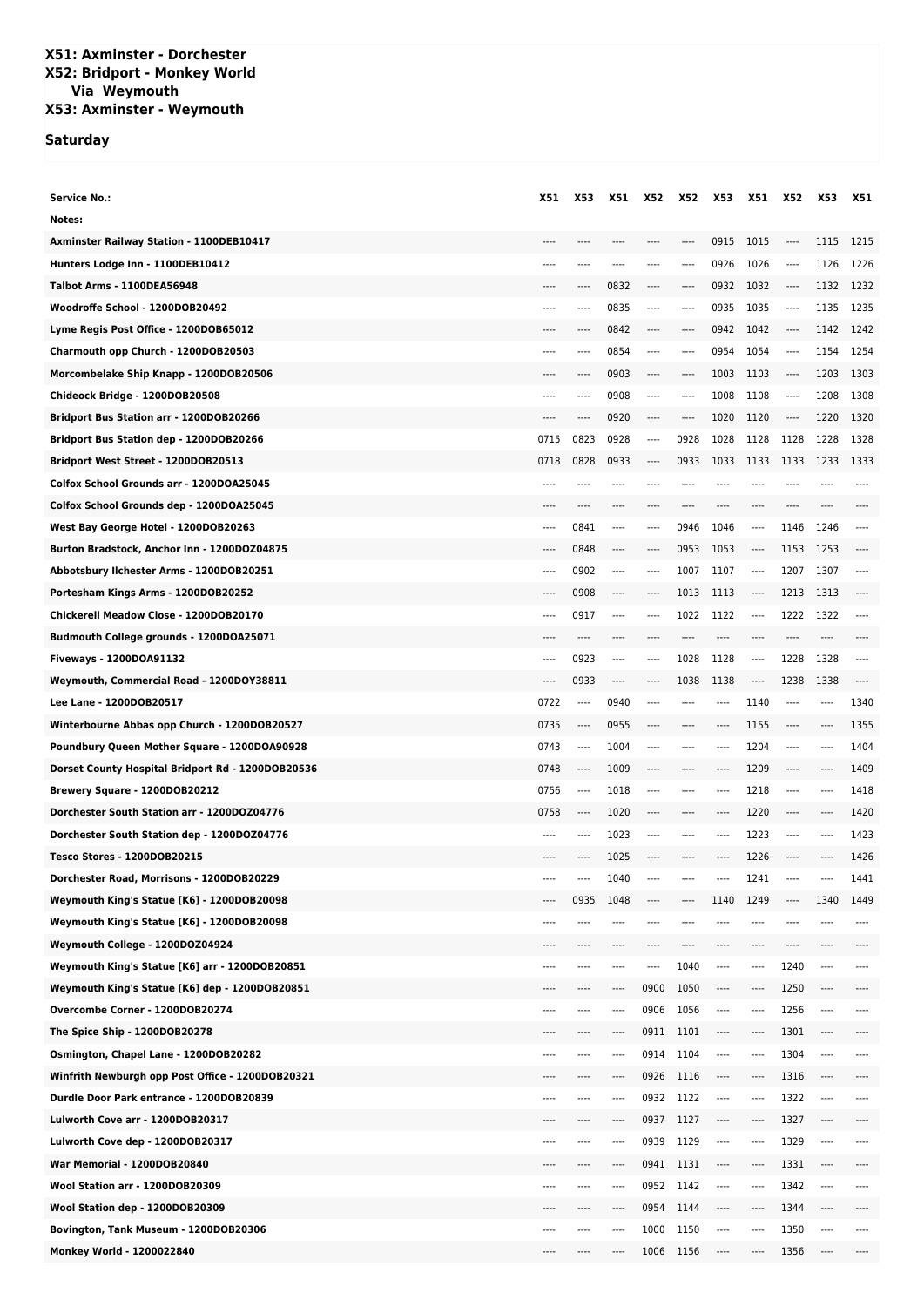# X51: Axminster - Dorchester
# X52: Bridport - Monkey World
## Via Weymouth
# X53: Axminster - Weymouth

## Saturday

| Service No.: | X51 | X53 | X51 | X52 | X52 | X53 | X51 | X52 | X53 | X51 |
|---|---|---|---|---|---|---|---|---|---|---|
| Notes: | | | | | | | | | | |
| Axminster Railway Station - 1100DEB10417 | ---- | ---- | ---- | ---- | ---- | 0915 | 1015 | ---- | 1115 | 1215 |
| Hunters Lodge Inn - 1100DEB10412 | ---- | ---- | ---- | ---- | ---- | 0926 | 1026 | ---- | 1126 | 1226 |
| Talbot Arms - 1100DEA56948 | ---- | ---- | 0832 | ---- | ---- | 0932 | 1032 | ---- | 1132 | 1232 |
| Woodroffe School - 1200DOB20492 | ---- | ---- | 0835 | ---- | ---- | 0935 | 1035 | ---- | 1135 | 1235 |
| Lyme Regis Post Office - 1200DOB65012 | ---- | ---- | 0842 | ---- | ---- | 0942 | 1042 | ---- | 1142 | 1242 |
| Charmouth opp Church - 1200DOB20503 | ---- | ---- | 0854 | ---- | ---- | 0954 | 1054 | ---- | 1154 | 1254 |
| Morcombelake Ship Knapp - 1200DOB20506 | ---- | ---- | 0903 | ---- | ---- | 1003 | 1103 | ---- | 1203 | 1303 |
| Chideock Bridge - 1200DOB20508 | ---- | ---- | 0908 | ---- | ---- | 1008 | 1108 | ---- | 1208 | 1308 |
| Bridport Bus Station arr - 1200DOB20266 | ---- | ---- | 0920 | ---- | ---- | 1020 | 1120 | ---- | 1220 | 1320 |
| Bridport Bus Station dep - 1200DOB20266 | 0715 | 0823 | 0928 | ---- | 0928 | 1028 | 1128 | 1128 | 1228 | 1328 |
| Bridport West Street - 1200DOB20513 | 0718 | 0828 | 0933 | ---- | 0933 | 1033 | 1133 | 1133 | 1233 | 1333 |
| Colfox School Grounds arr - 1200DOA25045 | ---- | ---- | ---- | ---- | ---- | ---- | ---- | ---- | ---- | ---- |
| Colfox School Grounds dep - 1200DOA25045 | ---- | ---- | ---- | ---- | ---- | ---- | ---- | ---- | ---- | ---- |
| West Bay George Hotel - 1200DOB20263 | ---- | 0841 | ---- | ---- | 0946 | 1046 | ---- | 1146 | 1246 | ---- |
| Burton Bradstock, Anchor Inn - 1200DOZ04875 | ---- | 0848 | ---- | ---- | 0953 | 1053 | ---- | 1153 | 1253 | ---- |
| Abbotsbury Ilchester Arms - 1200DOB20251 | ---- | 0902 | ---- | ---- | 1007 | 1107 | ---- | 1207 | 1307 | ---- |
| Portesham Kings Arms - 1200DOB20252 | ---- | 0908 | ---- | ---- | 1013 | 1113 | ---- | 1213 | 1313 | ---- |
| Chickerell Meadow Close - 1200DOB20170 | ---- | 0917 | ---- | ---- | 1022 | 1122 | ---- | 1222 | 1322 | ---- |
| Budmouth College grounds - 1200DOA25071 | ---- | ---- | ---- | ---- | ---- | ---- | ---- | ---- | ---- | ---- |
| Fiveways - 1200DOA91132 | ---- | 0923 | ---- | ---- | 1028 | 1128 | ---- | 1228 | 1328 | ---- |
| Weymouth, Commercial Road - 1200DOY38811 | ---- | 0933 | ---- | ---- | 1038 | 1138 | ---- | 1238 | 1338 | ---- |
| Lee Lane - 1200DOB20517 | 0722 | ---- | 0940 | ---- | ---- | ---- | 1140 | ---- | ---- | 1340 |
| Winterbourne Abbas opp Church - 1200DOB20527 | 0735 | ---- | 0955 | ---- | ---- | ---- | 1155 | ---- | ---- | 1355 |
| Poundbury Queen Mother Square - 1200DOA90928 | 0743 | ---- | 1004 | ---- | ---- | ---- | 1204 | ---- | ---- | 1404 |
| Dorset County Hospital Bridport Rd - 1200DOB20536 | 0748 | ---- | 1009 | ---- | ---- | ---- | 1209 | ---- | ---- | 1409 |
| Brewery Square - 1200DOB20212 | 0756 | ---- | 1018 | ---- | ---- | ---- | 1218 | ---- | ---- | 1418 |
| Dorchester South Station arr - 1200DOZ04776 | 0758 | ---- | 1020 | ---- | ---- | ---- | 1220 | ---- | ---- | 1420 |
| Dorchester South Station dep - 1200DOZ04776 | ---- | ---- | 1023 | ---- | ---- | ---- | 1223 | ---- | ---- | 1423 |
| Tesco Stores - 1200DOB20215 | ---- | ---- | 1025 | ---- | ---- | ---- | 1226 | ---- | ---- | 1426 |
| Dorchester Road, Morrisons - 1200DOB20229 | ---- | ---- | 1040 | ---- | ---- | ---- | 1241 | ---- | ---- | 1441 |
| Weymouth King's Statue [K6] - 1200DOB20098 | ---- | 0935 | 1048 | ---- | ---- | 1140 | 1249 | ---- | 1340 | 1449 |
| Weymouth King's Statue [K6] - 1200DOB20098 | ---- | ---- | ---- | ---- | ---- | ---- | ---- | ---- | ---- | ---- |
| Weymouth College - 1200DOZ04924 | ---- | ---- | ---- | ---- | ---- | ---- | ---- | ---- | ---- | ---- |
| Weymouth King's Statue [K6] arr - 1200DOB20851 | ---- | ---- | ---- | ---- | 1040 | ---- | ---- | 1240 | ---- | ---- |
| Weymouth King's Statue [K6] dep - 1200DOB20851 | ---- | ---- | ---- | 0900 | 1050 | ---- | ---- | 1250 | ---- | ---- |
| Overcombe Corner - 1200DOB20274 | ---- | ---- | ---- | 0906 | 1056 | ---- | ---- | 1256 | ---- | ---- |
| The Spice Ship - 1200DOB20278 | ---- | ---- | ---- | 0911 | 1101 | ---- | ---- | 1301 | ---- | ---- |
| Osmington, Chapel Lane - 1200DOB20282 | ---- | ---- | ---- | 0914 | 1104 | ---- | ---- | 1304 | ---- | ---- |
| Winfrith Newburgh opp Post Office - 1200DOB20321 | ---- | ---- | ---- | 0926 | 1116 | ---- | ---- | 1316 | ---- | ---- |
| Durdle Door Park entrance - 1200DOB20839 | ---- | ---- | ---- | 0932 | 1122 | ---- | ---- | 1322 | ---- | ---- |
| Lulworth Cove arr - 1200DOB20317 | ---- | ---- | ---- | 0937 | 1127 | ---- | ---- | 1327 | ---- | ---- |
| Lulworth Cove dep - 1200DOB20317 | ---- | ---- | ---- | 0939 | 1129 | ---- | ---- | 1329 | ---- | ---- |
| War Memorial - 1200DOB20840 | ---- | ---- | ---- | 0941 | 1131 | ---- | ---- | 1331 | ---- | ---- |
| Wool Station arr - 1200DOB20309 | ---- | ---- | ---- | 0952 | 1142 | ---- | ---- | 1342 | ---- | ---- |
| Wool Station dep - 1200DOB20309 | ---- | ---- | ---- | 0954 | 1144 | ---- | ---- | 1344 | ---- | ---- |
| Bovington, Tank Museum - 1200DOB20306 | ---- | ---- | ---- | 1000 | 1150 | ---- | ---- | 1350 | ---- | ---- |
| Monkey World - 1200022840 | ---- | ---- | ---- | 1006 | 1156 | ---- | ---- | 1356 | ---- | ---- |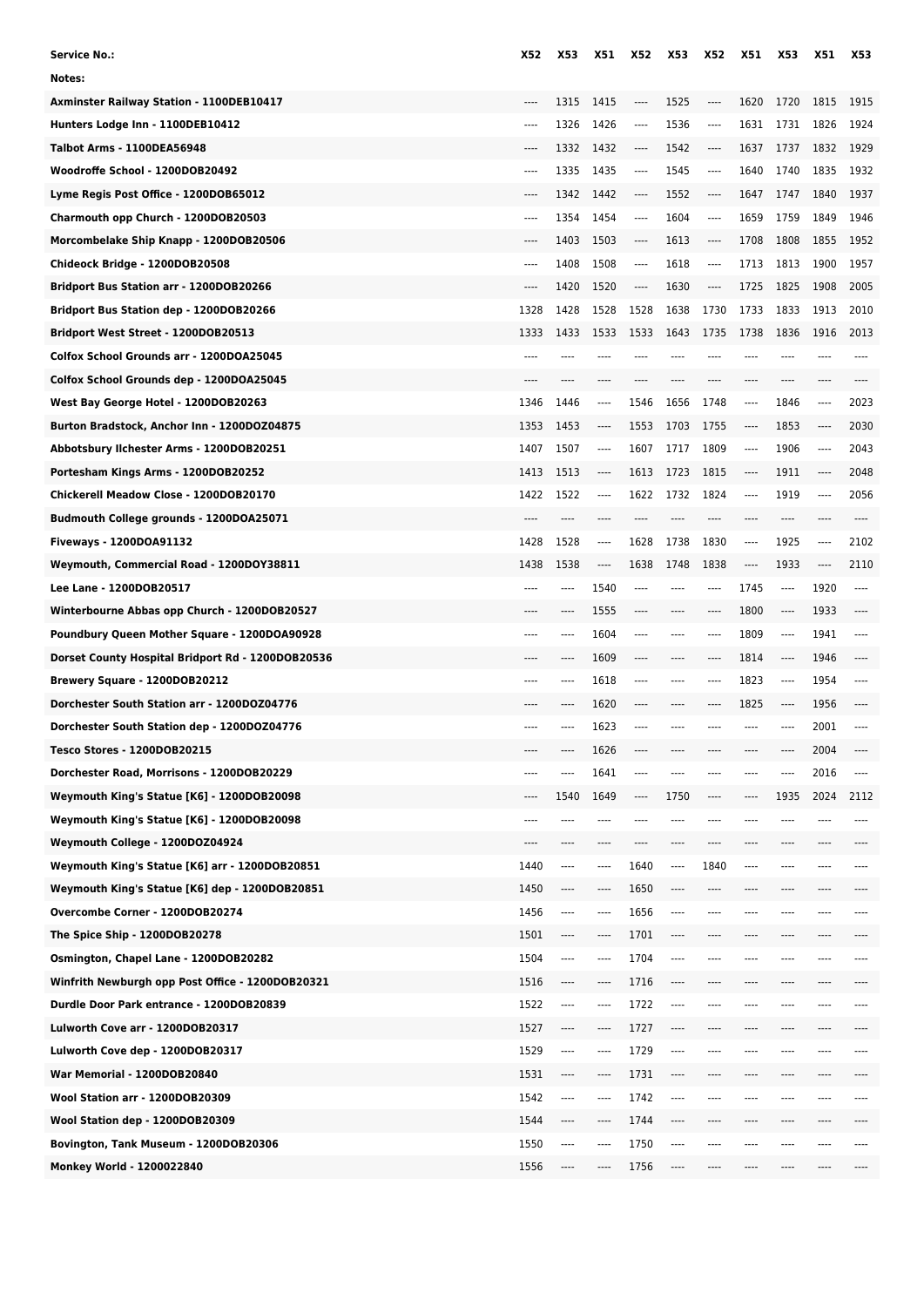| Service No.: | X52 | X53 | X51 | X52 | X53 | X52 | X51 | X53 | X51 | X53 |
|---|---|---|---|---|---|---|---|---|---|---|
| Notes: | | | | | | | | | | |
| Axminster Railway Station - 1100DEB10417 | ---- | 1315 | 1415 | ---- | 1525 | ---- | 1620 | 1720 | 1815 | 1915 |
| Hunters Lodge Inn - 1100DEB10412 | ---- | 1326 | 1426 | ---- | 1536 | ---- | 1631 | 1731 | 1826 | 1924 |
| Talbot Arms - 1100DEA56948 | ---- | 1332 | 1432 | ---- | 1542 | ---- | 1637 | 1737 | 1832 | 1929 |
| Woodroffe School - 1200DOB20492 | ---- | 1335 | 1435 | ---- | 1545 | ---- | 1640 | 1740 | 1835 | 1932 |
| Lyme Regis Post Office - 1200DOB65012 | ---- | 1342 | 1442 | ---- | 1552 | ---- | 1647 | 1747 | 1840 | 1937 |
| Charmouth opp Church - 1200DOB20503 | ---- | 1354 | 1454 | ---- | 1604 | ---- | 1659 | 1759 | 1849 | 1946 |
| Morcombelake Ship Knapp - 1200DOB20506 | ---- | 1403 | 1503 | ---- | 1613 | ---- | 1708 | 1808 | 1855 | 1952 |
| Chideock Bridge - 1200DOB20508 | ---- | 1408 | 1508 | ---- | 1618 | ---- | 1713 | 1813 | 1900 | 1957 |
| Bridport Bus Station arr - 1200DOB20266 | ---- | 1420 | 1520 | ---- | 1630 | ---- | 1725 | 1825 | 1908 | 2005 |
| Bridport Bus Station dep - 1200DOB20266 | 1328 | 1428 | 1528 | 1528 | 1638 | 1730 | 1733 | 1833 | 1913 | 2010 |
| Bridport West Street - 1200DOB20513 | 1333 | 1433 | 1533 | 1533 | 1643 | 1735 | 1738 | 1836 | 1916 | 2013 |
| Colfox School Grounds arr - 1200DOA25045 | ---- | ---- | ---- | ---- | ---- | ---- | ---- | ---- | ---- | ---- |
| Colfox School Grounds dep - 1200DOA25045 | ---- | ---- | ---- | ---- | ---- | ---- | ---- | ---- | ---- | ---- |
| West Bay George Hotel - 1200DOB20263 | 1346 | 1446 | ---- | 1546 | 1656 | 1748 | ---- | 1846 | ---- | 2023 |
| Burton Bradstock, Anchor Inn - 1200DOZ04875 | 1353 | 1453 | ---- | 1553 | 1703 | 1755 | ---- | 1853 | ---- | 2030 |
| Abbotsbury Ilchester Arms - 1200DOB20251 | 1407 | 1507 | ---- | 1607 | 1717 | 1809 | ---- | 1906 | ---- | 2043 |
| Portesham Kings Arms - 1200DOB20252 | 1413 | 1513 | ---- | 1613 | 1723 | 1815 | ---- | 1911 | ---- | 2048 |
| Chickerell Meadow Close - 1200DOB20170 | 1422 | 1522 | ---- | 1622 | 1732 | 1824 | ---- | 1919 | ---- | 2056 |
| Budmouth College grounds - 1200DOA25071 | ---- | ---- | ---- | ---- | ---- | ---- | ---- | ---- | ---- | ---- |
| Fiveways - 1200DOA91132 | 1428 | 1528 | ---- | 1628 | 1738 | 1830 | ---- | 1925 | ---- | 2102 |
| Weymouth, Commercial Road - 1200DOY38811 | 1438 | 1538 | ---- | 1638 | 1748 | 1838 | ---- | 1933 | ---- | 2110 |
| Lee Lane - 1200DOB20517 | ---- | ---- | 1540 | ---- | ---- | ---- | 1745 | ---- | 1920 | ---- |
| Winterbourne Abbas opp Church - 1200DOB20527 | ---- | ---- | 1555 | ---- | ---- | ---- | 1800 | ---- | 1933 | ---- |
| Poundbury Queen Mother Square - 1200DOA90928 | ---- | ---- | 1604 | ---- | ---- | ---- | 1809 | ---- | 1941 | ---- |
| Dorset County Hospital Bridport Rd - 1200DOB20536 | ---- | ---- | 1609 | ---- | ---- | ---- | 1814 | ---- | 1946 | ---- |
| Brewery Square - 1200DOB20212 | ---- | ---- | 1618 | ---- | ---- | ---- | 1823 | ---- | 1954 | ---- |
| Dorchester South Station arr - 1200DOZ04776 | ---- | ---- | 1620 | ---- | ---- | ---- | 1825 | ---- | 1956 | ---- |
| Dorchester South Station dep - 1200DOZ04776 | ---- | ---- | 1623 | ---- | ---- | ---- | ---- | ---- | 2001 | ---- |
| Tesco Stores - 1200DOB20215 | ---- | ---- | 1626 | ---- | ---- | ---- | ---- | ---- | 2004 | ---- |
| Dorchester Road, Morrisons - 1200DOB20229 | ---- | ---- | 1641 | ---- | ---- | ---- | ---- | ---- | 2016 | ---- |
| Weymouth King's Statue [K6] - 1200DOB20098 | ---- | 1540 | 1649 | ---- | 1750 | ---- | ---- | 1935 | 2024 | 2112 |
| Weymouth King's Statue [K6] - 1200DOB20098 | ---- | ---- | ---- | ---- | ---- | ---- | ---- | ---- | ---- | ---- |
| Weymouth College - 1200DOZ04924 | ---- | ---- | ---- | ---- | ---- | ---- | ---- | ---- | ---- | ---- |
| Weymouth King's Statue [K6] arr - 1200DOB20851 | 1440 | ---- | ---- | 1640 | ---- | 1840 | ---- | ---- | ---- | ---- |
| Weymouth King's Statue [K6] dep - 1200DOB20851 | 1450 | ---- | ---- | 1650 | ---- | ---- | ---- | ---- | ---- | ---- |
| Overcombe Corner - 1200DOB20274 | 1456 | ---- | ---- | 1656 | ---- | ---- | ---- | ---- | ---- | ---- |
| The Spice Ship - 1200DOB20278 | 1501 | ---- | ---- | 1701 | ---- | ---- | ---- | ---- | ---- | ---- |
| Osmington, Chapel Lane - 1200DOB20282 | 1504 | ---- | ---- | 1704 | ---- | ---- | ---- | ---- | ---- | ---- |
| Winfrith Newburgh opp Post Office - 1200DOB20321 | 1516 | ---- | ---- | 1716 | ---- | ---- | ---- | ---- | ---- | ---- |
| Durdle Door Park entrance - 1200DOB20839 | 1522 | ---- | ---- | 1722 | ---- | ---- | ---- | ---- | ---- | ---- |
| Lulworth Cove arr - 1200DOB20317 | 1527 | ---- | ---- | 1727 | ---- | ---- | ---- | ---- | ---- | ---- |
| Lulworth Cove dep - 1200DOB20317 | 1529 | ---- | ---- | 1729 | ---- | ---- | ---- | ---- | ---- | ---- |
| War Memorial - 1200DOB20840 | 1531 | ---- | ---- | 1731 | ---- | ---- | ---- | ---- | ---- | ---- |
| Wool Station arr - 1200DOB20309 | 1542 | ---- | ---- | 1742 | ---- | ---- | ---- | ---- | ---- | ---- |
| Wool Station dep - 1200DOB20309 | 1544 | ---- | ---- | 1744 | ---- | ---- | ---- | ---- | ---- | ---- |
| Bovington, Tank Museum - 1200DOB20306 | 1550 | ---- | ---- | 1750 | ---- | ---- | ---- | ---- | ---- | ---- |
| Monkey World - 1200022840 | 1556 | ---- | ---- | 1756 | ---- | ---- | ---- | ---- | ---- | ---- |